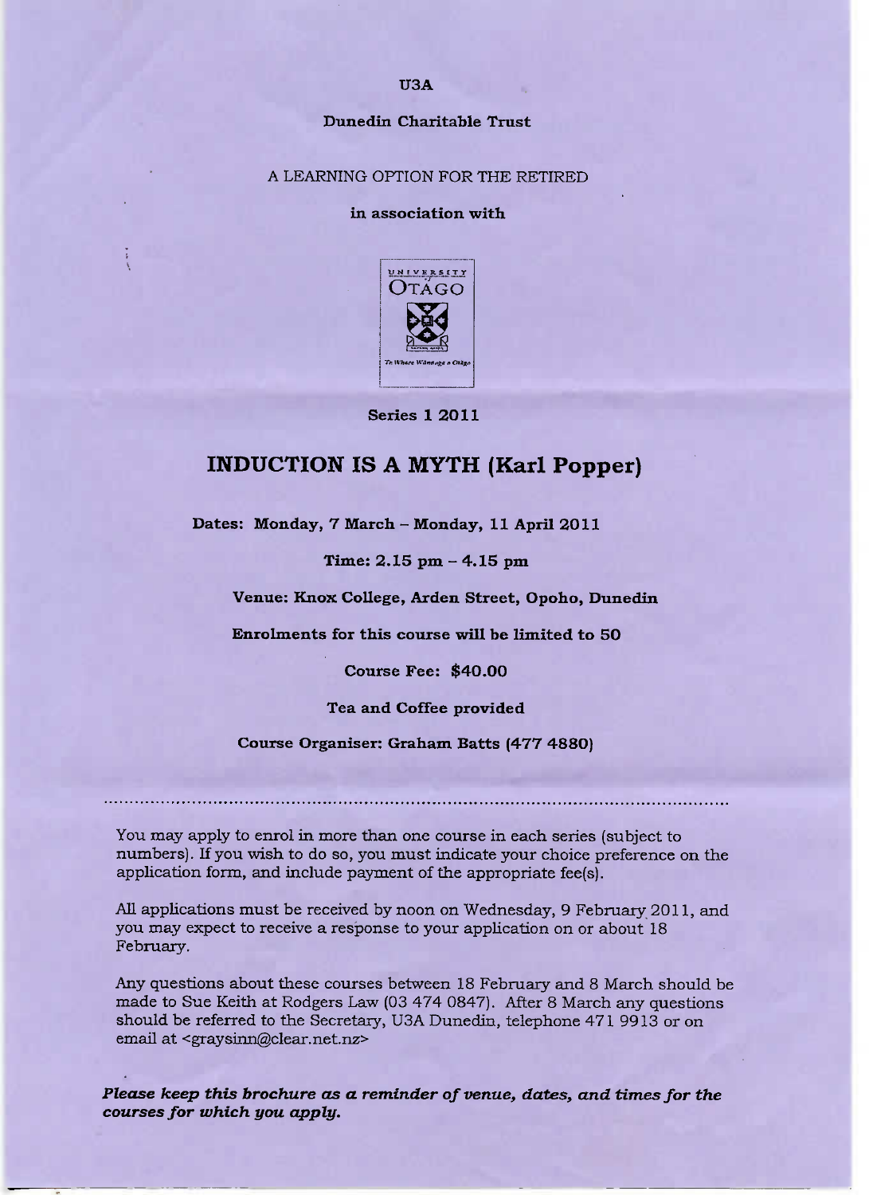**U3A**

**Dunedin Charitable Trust**

A LEARNING OPTION FOR THE RETIRED

**in association with**

**Series 1 2011**

# INDUCTION IS A MYTH (Karl Popper)

**Dates: Monday, 7 March – Monday, 11 April 2011**

**Time: 2.15 pm – 4.15 pm**

**Venue: Knox College, Arden Street, Opoho, Dunedin**

**Enrolments for this course will be limited to 50**

**Course Fee: $40.00**

**Tea and Coffee provided**

**Course Organiser: Graham Batts (477 4880)**

---

You may apply to enrol in more than one course in each series (subject to numbers). If you wish to do so, you must indicate your choice preference on the application form, and include payment of the appropriate fee(s).

All applications must be received by noon on Wednesday, 9 February 2011, and you may expect to receive a response to your application on or about 18 February.

Any questions about these courses between 18 February and 8 March should be made to Sue Keith at Rodgers Law (03 474 0847). After 8 March any questions should be referred to the Secretary, U3A Dunedin, telephone 471 9913 or on email at <graysinn@clear.net.nz>

***Please keep this brochure as a reminder of venue, dates, and times for the courses for which you apply.***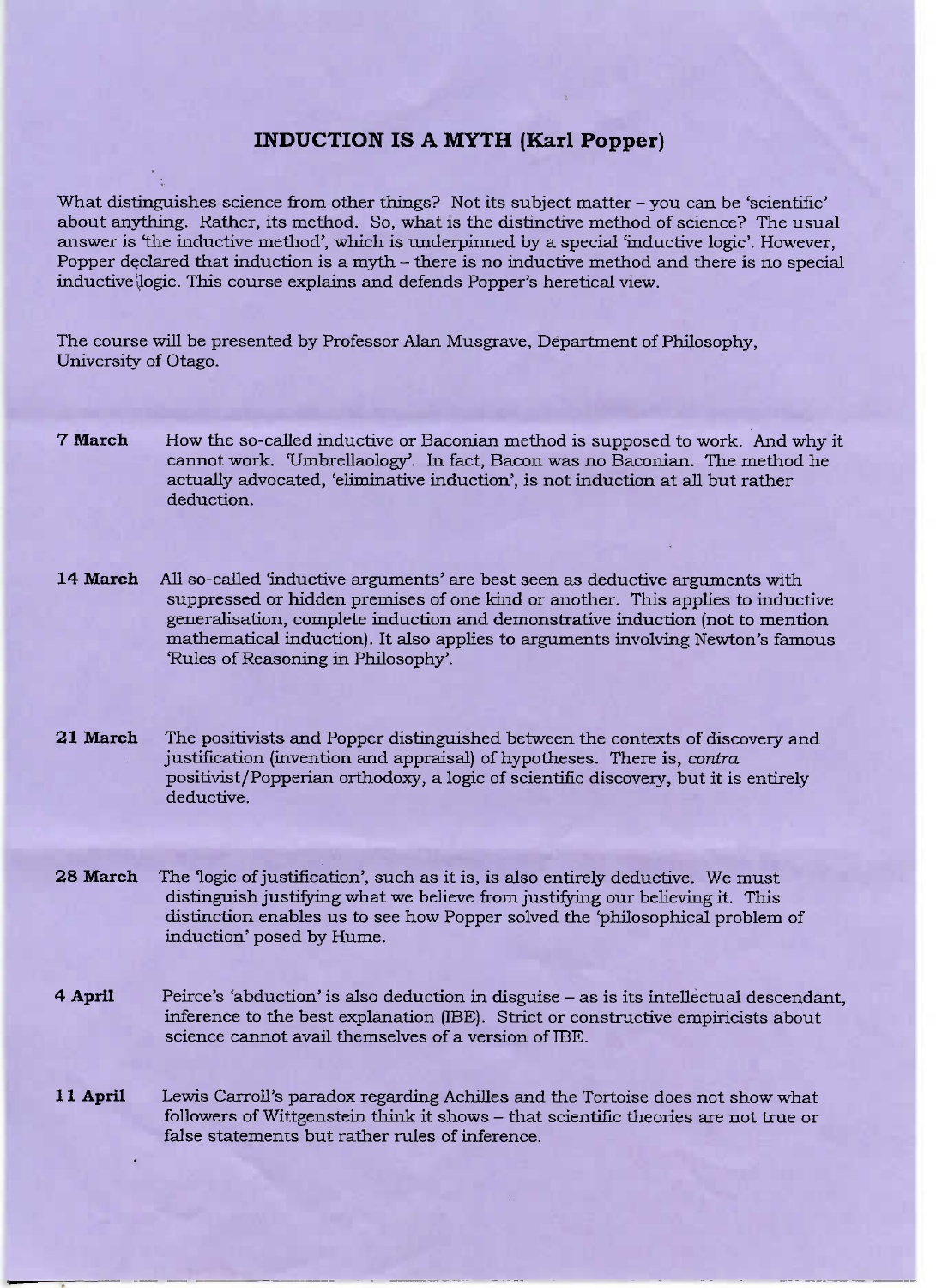## INDUCTION IS A MYTH (Karl Popper)

What distinguishes science from other things? Not its subject matter – you can be 'scientific' about anything. Rather, its method. So, what is the distinctive method of science? The usual answer is 'the inductive method', which is underpinned by a special 'inductive logic'. However, Popper declared that induction is a myth – there is no inductive method and there is no special inductive logic. This course explains and defends Popper's heretical view.

The course will be presented by Professor Alan Musgrave, Department of Philosophy, University of Otago.

**7 March** How the so-called inductive or Baconian method is supposed to work. And why it cannot work. 'Umbrellaology'. In fact, Bacon was no Baconian. The method he actually advocated, 'eliminative induction', is not induction at all but rather deduction.

**14 March** All so-called 'inductive arguments' are best seen as deductive arguments with suppressed or hidden premises of one kind or another. This applies to inductive generalisation, complete induction and demonstrative induction (not to mention mathematical induction). It also applies to arguments involving Newton's famous 'Rules of Reasoning in Philosophy'.

**21 March** The positivists and Popper distinguished between the contexts of discovery and justification (invention and appraisal) of hypotheses. There is, *contra* positivist/Popperian orthodoxy, a logic of scientific discovery, but it is entirely deductive.

**28 March** The 'logic of justification', such as it is, is also entirely deductive. We must distinguish justifying what we believe from justifying our believing it. This distinction enables us to see how Popper solved the 'philosophical problem of induction' posed by Hume.

**4 April** Peirce's 'abduction' is also deduction in disguise – as is its intellectual descendant, inference to the best explanation (IBE). Strict or constructive empiricists about science cannot avail themselves of a version of IBE.

**11 April** Lewis Carroll's paradox regarding Achilles and the Tortoise does not show what followers of Wittgenstein think it shows – that scientific theories are not true or false statements but rather rules of inference.